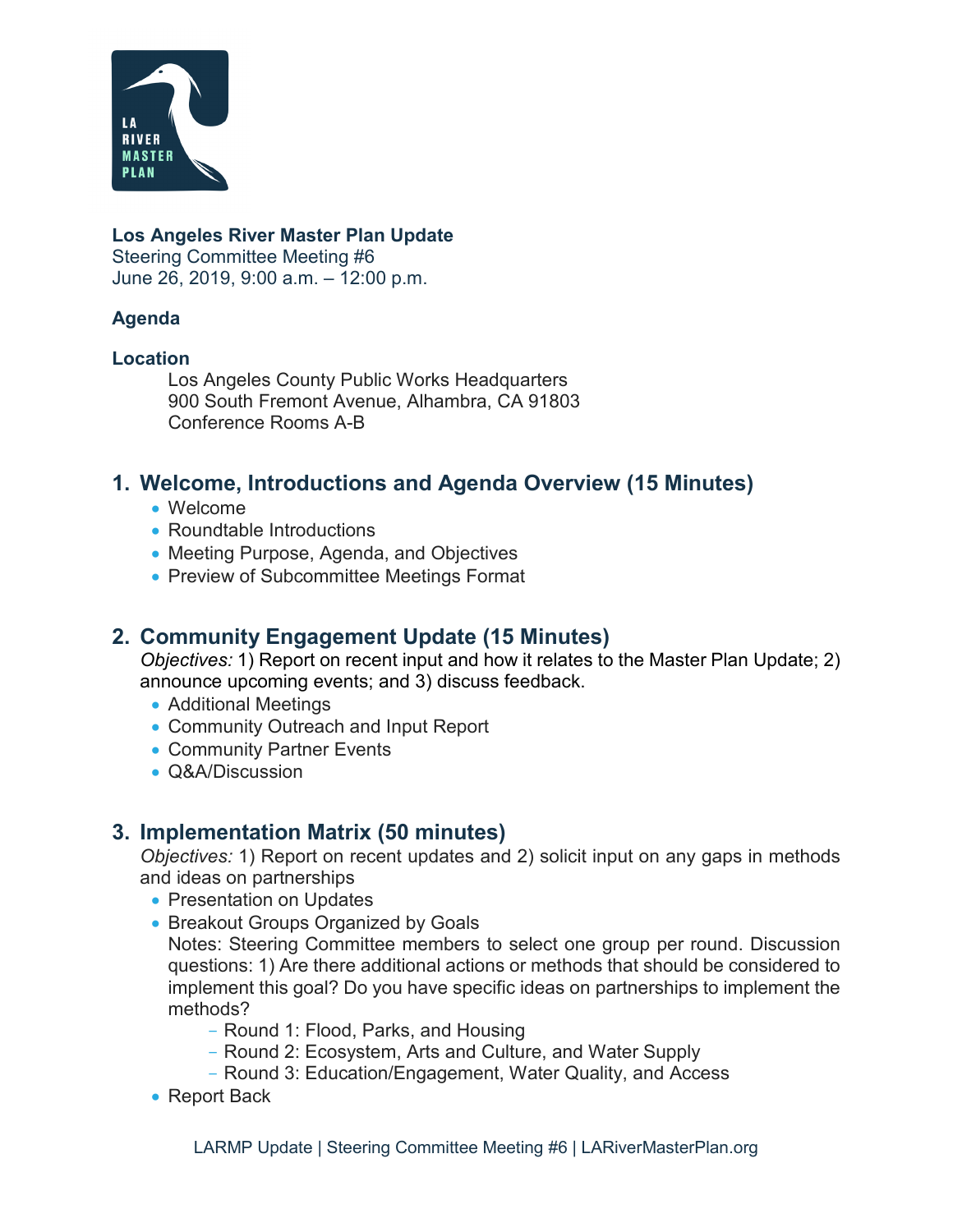**Los Angeles River Master Plan Update**
Steering Committee Meeting #6
June 26, 2019, 9:00 a.m. – 12:00 p.m.

**Agenda**

**Location**

Los Angeles County Public Works Headquarters
900 South Fremont Avenue, Alhambra, CA 91803
Conference Rooms A-B

## 1. Welcome, Introductions and Agenda Overview (15 Minutes)

- Welcome
- Roundtable Introductions
- Meeting Purpose, Agenda, and Objectives
- Preview of Subcommittee Meetings Format

## 2. Community Engagement Update (15 Minutes)

*Objectives:* 1) Report on recent input and how it relates to the Master Plan Update; 2) announce upcoming events; and 3) discuss feedback.

- Additional Meetings
- Community Outreach and Input Report
- Community Partner Events
- Q&A/Discussion

## 3. Implementation Matrix (50 minutes)

*Objectives:* 1) Report on recent updates and 2) solicit input on any gaps in methods and ideas on partnerships

- Presentation on Updates
- Breakout Groups Organized by Goals
  Notes: Steering Committee members to select one group per round. Discussion questions: 1) Are there additional actions or methods that should be considered to implement this goal? Do you have specific ideas on partnerships to implement the methods?
  - Round 1: Flood, Parks, and Housing
  - Round 2: Ecosystem, Arts and Culture, and Water Supply
  - Round 3: Education/Engagement, Water Quality, and Access
- Report Back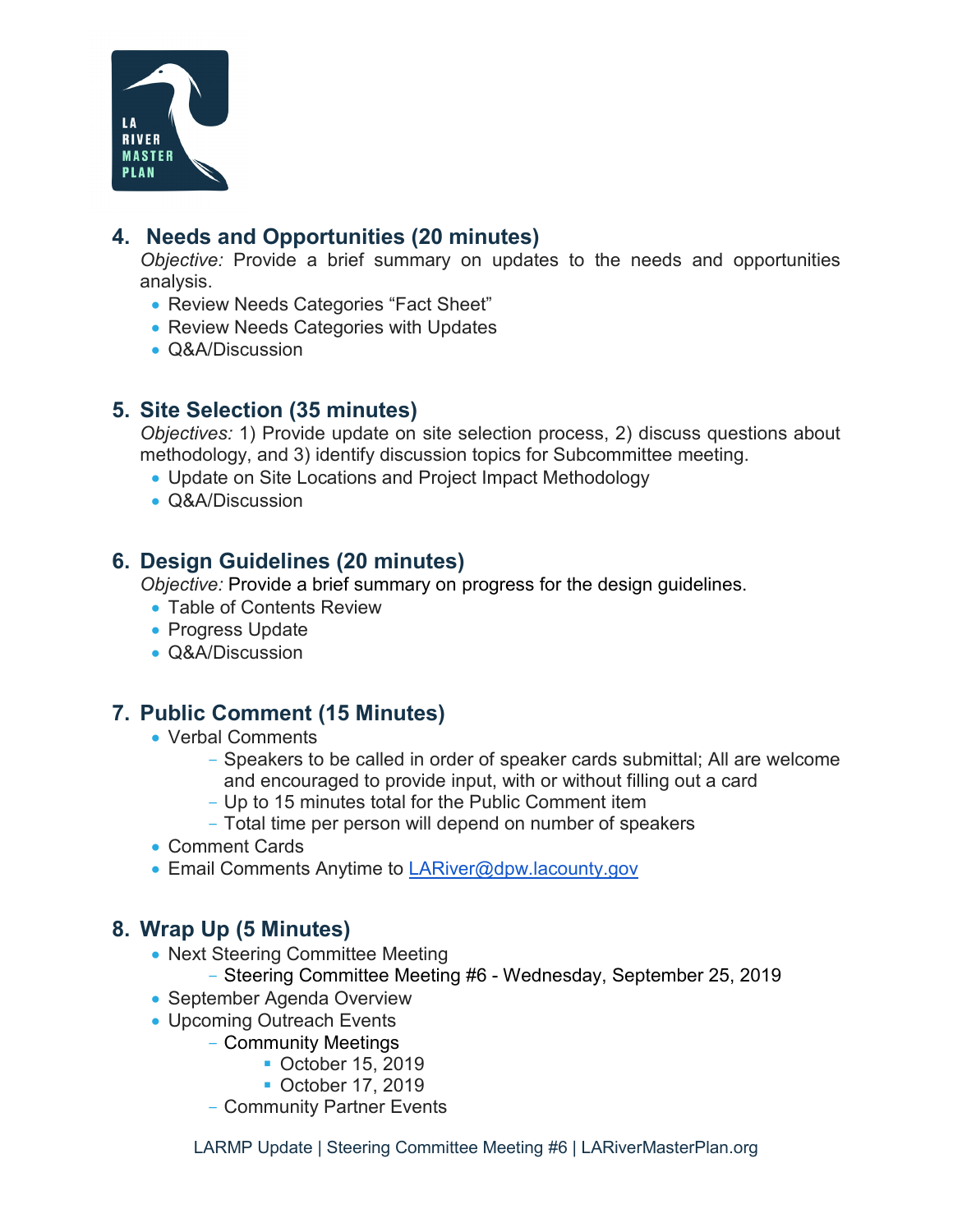## 4. Needs and Opportunities (20 minutes)

*Objective:* Provide a brief summary on updates to the needs and opportunities analysis.

- Review Needs Categories "Fact Sheet"
- Review Needs Categories with Updates
- Q&A/Discussion

## 5. Site Selection (35 minutes)

*Objectives:* 1) Provide update on site selection process, 2) discuss questions about methodology, and 3) identify discussion topics for Subcommittee meeting.

- Update on Site Locations and Project Impact Methodology
- Q&A/Discussion

## 6. Design Guidelines (20 minutes)

*Objective:* Provide a brief summary on progress for the design guidelines.

- Table of Contents Review
- Progress Update
- Q&A/Discussion

## 7. Public Comment (15 Minutes)

- Verbal Comments
  - Speakers to be called in order of speaker cards submittal; All are welcome and encouraged to provide input, with or without filling out a card
  - Up to 15 minutes total for the Public Comment item
  - Total time per person will depend on number of speakers
- Comment Cards
- Email Comments Anytime to LARiver@dpw.lacounty.gov

## 8. Wrap Up (5 Minutes)

- Next Steering Committee Meeting
  - Steering Committee Meeting #6 - Wednesday, September 25, 2019
- September Agenda Overview
- Upcoming Outreach Events
  - Community Meetings
    - October 15, 2019
    - October 17, 2019
  - Community Partner Events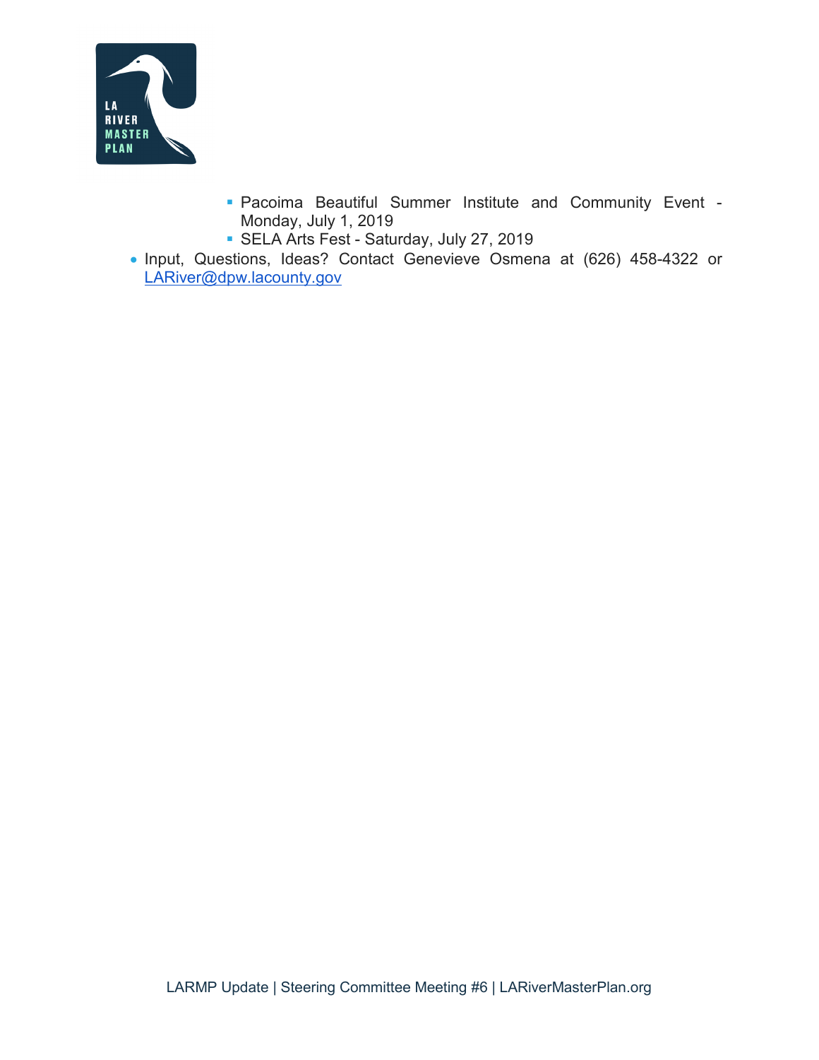- Pacoima Beautiful Summer Institute and Community Event - Monday, July 1, 2019
    - SELA Arts Fest - Saturday, July 27, 2019
- Input, Questions, Ideas? Contact Genevieve Osmena at (626) 458-4322 or LARiver@dpw.lacounty.gov